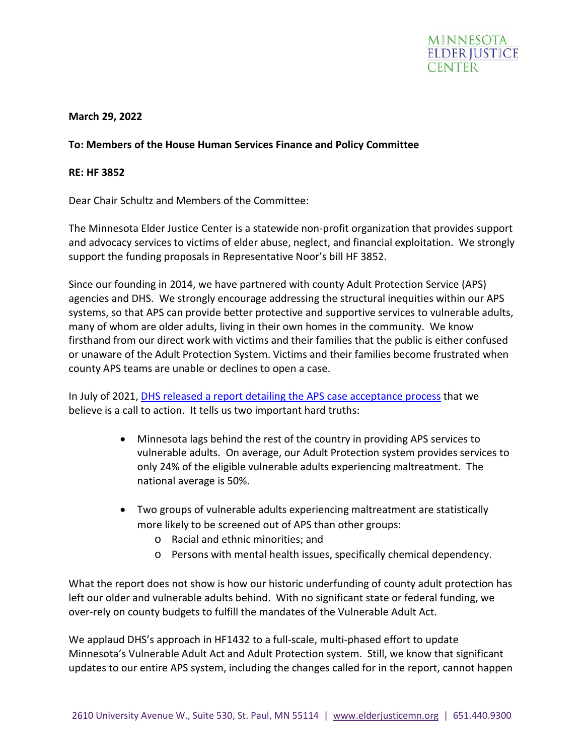**March 29, 2022**

**To: Members of the House Human Services Finance and Policy Committee**

**RE: HF 3852**

Dear Chair Schultz and Members of the Committee:

The Minnesota Elder Justice Center is a statewide non-profit organization that provides support and advocacy services to victims of elder abuse, neglect, and financial exploitation. We strongly support the funding proposals in Representative Noor's bill HF 3852.

Since our founding in 2014, we have partnered with county Adult Protection Service (APS) agencies and DHS. We strongly encourage addressing the structural inequities within our APS systems, so that APS can provide better protective and supportive services to vulnerable adults, many of whom are older adults, living in their own homes in the community. We know firsthand from our direct work with victims and their families that the public is either confused or unaware of the Adult Protection System. Victims and their families become frustrated when county APS teams are unable or declines to open a case.

In July of 2021, [DHS released a report detailing the APS case acceptance process]() that we believe is a call to action. It tells us two important hard truths:

- Minnesota lags behind the rest of the country in providing APS services to vulnerable adults. On average, our Adult Protection system provides services to only 24% of the eligible vulnerable adults experiencing maltreatment. The national average is 50%.
- Two groups of vulnerable adults experiencing maltreatment are statistically more likely to be screened out of APS than other groups:
  - Racial and ethnic minorities; and
  - Persons with mental health issues, specifically chemical dependency.

What the report does not show is how our historic underfunding of county adult protection has left our older and vulnerable adults behind. With no significant state or federal funding, we over-rely on county budgets to fulfill the mandates of the Vulnerable Adult Act.

We applaud DHS's approach in HF1432 to a full-scale, multi-phased effort to update Minnesota's Vulnerable Adult Act and Adult Protection system. Still, we know that significant updates to our entire APS system, including the changes called for in the report, cannot happen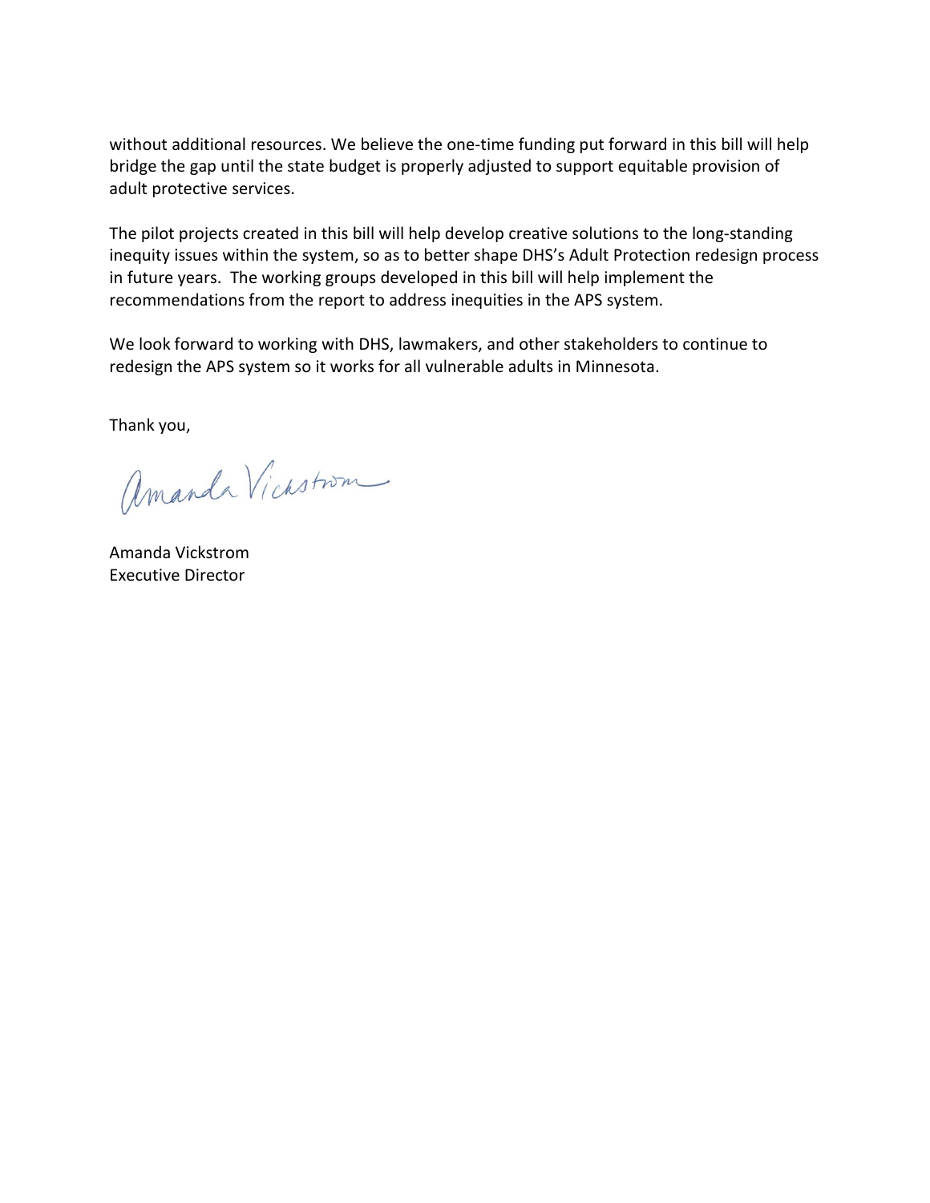without additional resources. We believe the one-time funding put forward in this bill will help bridge the gap until the state budget is properly adjusted to support equitable provision of adult protective services.

The pilot projects created in this bill will help develop creative solutions to the long-standing inequity issues within the system, so as to better shape DHS's Adult Protection redesign process in future years. The working groups developed in this bill will help implement the recommendations from the report to address inequities in the APS system.

We look forward to working with DHS, lawmakers, and other stakeholders to continue to redesign the APS system so it works for all vulnerable adults in Minnesota.

Thank you,

Amanda Vickstrom

Amanda Vickstrom
Executive Director